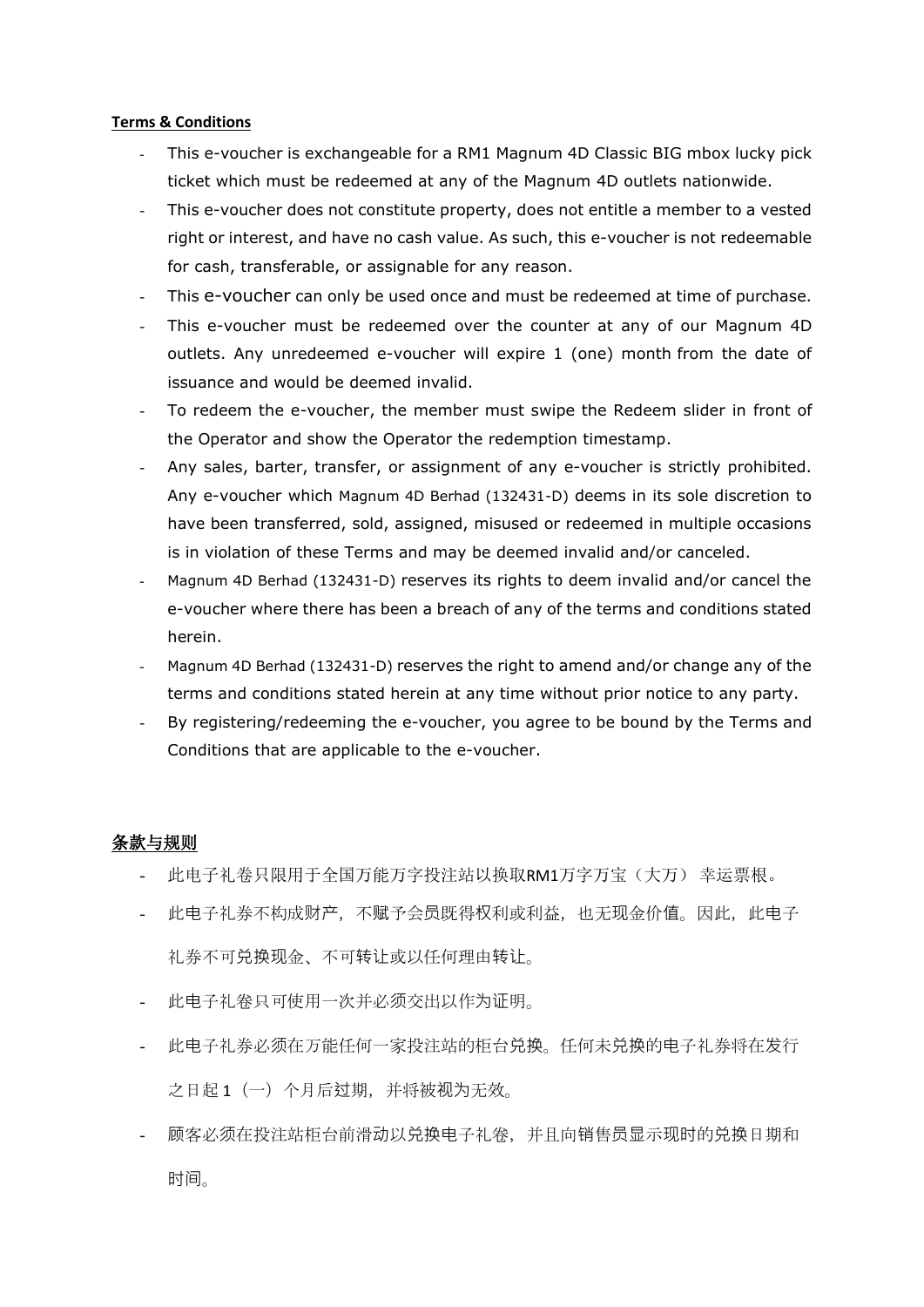**Terms & Conditions**

- This e-voucher is exchangeable for a RM1 Magnum 4D Classic BIG mbox lucky pick ticket which must be redeemed at any of the Magnum 4D outlets nationwide.
- This e-voucher does not constitute property, does not entitle a member to a vested right or interest, and have no cash value. As such, this e-voucher is not redeemable for cash, transferable, or assignable for any reason.
- This e-voucher can only be used once and must be redeemed at time of purchase.
- This e-voucher must be redeemed over the counter at any of our Magnum 4D outlets. Any unredeemed e-voucher will expire 1 (one) month from the date of issuance and would be deemed invalid.
- To redeem the e-voucher, the member must swipe the Redeem slider in front of the Operator and show the Operator the redemption timestamp.
- Any sales, barter, transfer, or assignment of any e-voucher is strictly prohibited. Any e-voucher which Magnum 4D Berhad (132431-D) deems in its sole discretion to have been transferred, sold, assigned, misused or redeemed in multiple occasions is in violation of these Terms and may be deemed invalid and/or canceled.
- Magnum 4D Berhad (132431-D) reserves its rights to deem invalid and/or cancel the e-voucher where there has been a breach of any of the terms and conditions stated herein.
- Magnum 4D Berhad (132431-D) reserves the right to amend and/or change any of the terms and conditions stated herein at any time without prior notice to any party.
- By registering/redeeming the e-voucher, you agree to be bound by the Terms and Conditions that are applicable to the e-voucher.

**条款与规则**

- 此电子礼卷只限用于全国万能万字投注站以换取RM1万字万宝（大万） 幸运票根。
- 此电子礼券不构成财产，不赋予会员既得权利或利益，也无现金价值。因此，此电子礼券不可兑换现金、不可转让或以任何理由转让。
- 此电子礼卷只可使用一次并必须交出以作为证明。
- 此电子礼券必须在万能任何一家投注站的柜台兑换。任何未兑换的电子礼券将在发行之日起 1（一）个月后过期，并将被视为无效。
- 顾客必须在投注站柜台前滑动以兑换电子礼卷，并且向销售员显示现时的兑换日期和时间。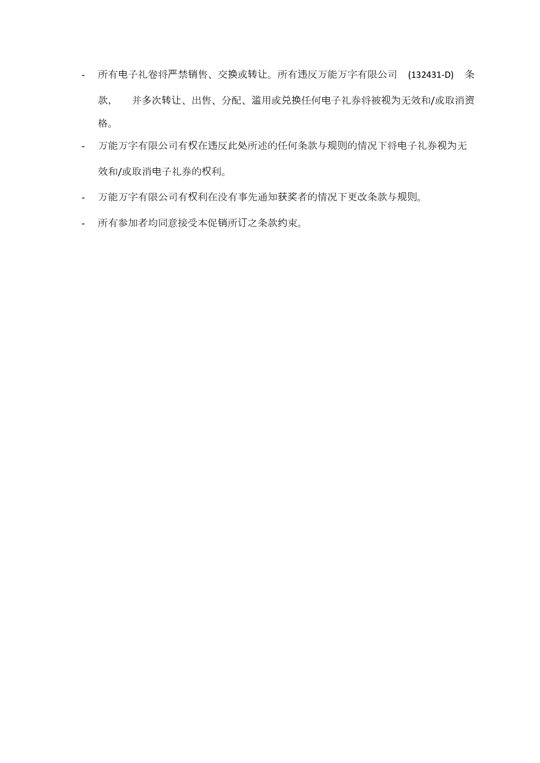- 所有电子礼卷将严禁销售、交换或转让。所有违反万能万字有限公司 (132431-D) 条款， 并多次转让、出售、分配、滥用或兑换任何电子礼券将被视为无效和/或取消资格。
- 万能万字有限公司有权在违反此处所述的任何条款与规则的情况下将电子礼券视为无效和/或取消电子礼券的权利。
- 万能万字有限公司有权利在没有事先通知获奖者的情况下更改条款与规则。
- 所有参加者均同意接受本促销所订之条款约束。